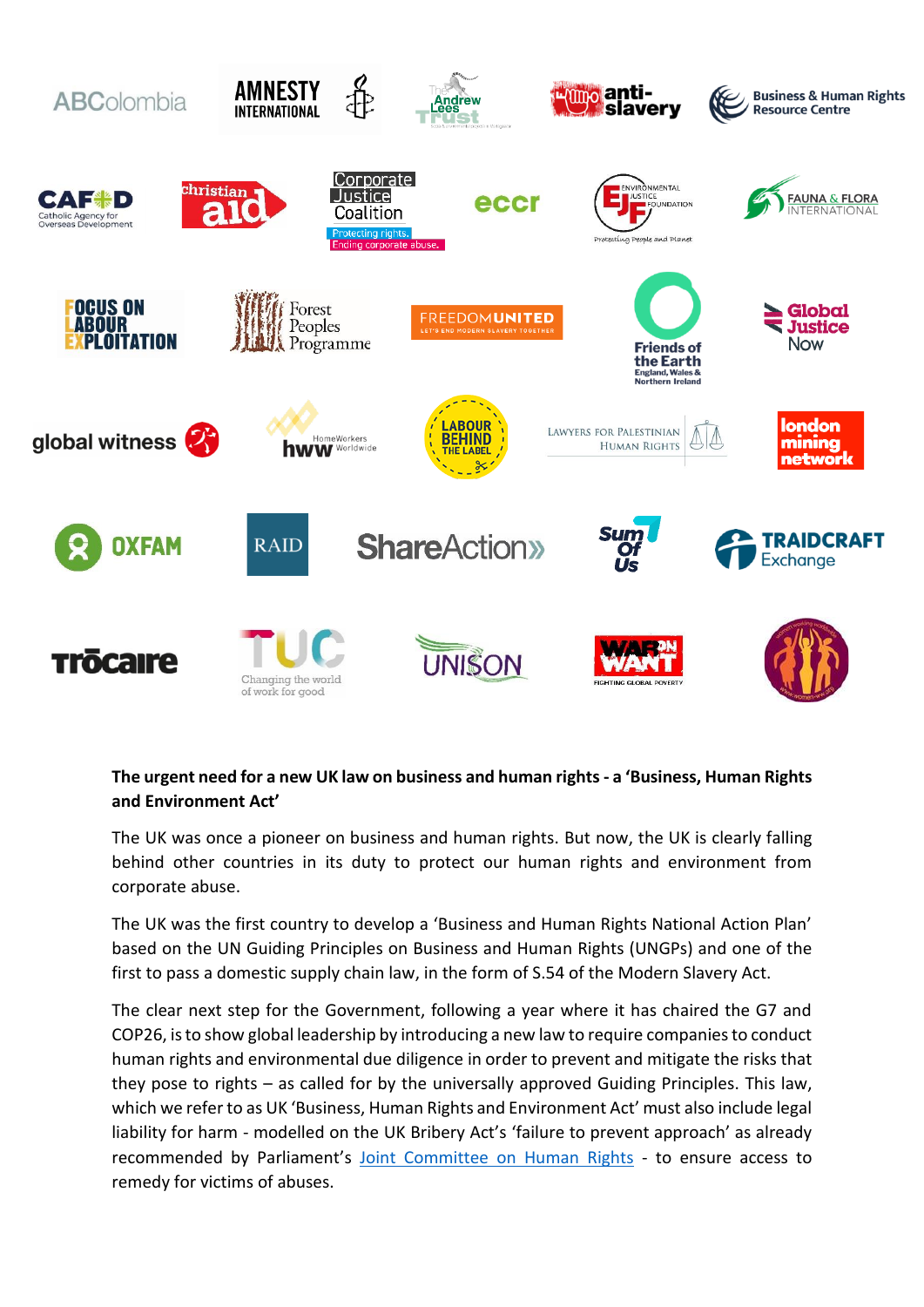**The urgent need for a new UK law on business and human rights - a 'Business, Human Rights and Environment Act'**

The UK was once a pioneer on business and human rights. But now, the UK is clearly falling behind other countries in its duty to protect our human rights and environment from corporate abuse.

The UK was the first country to develop a 'Business and Human Rights National Action Plan' based on the UN Guiding Principles on Business and Human Rights (UNGPs) and one of the first to pass a domestic supply chain law, in the form of S.54 of the Modern Slavery Act.

The clear next step for the Government, following a year where it has chaired the G7 and COP26, is to show global leadership by introducing a new law to require companies to conduct human rights and environmental due diligence in order to prevent and mitigate the risks that they pose to rights – as called for by the universally approved Guiding Principles. This law, which we refer to as UK 'Business, Human Rights and Environment Act' must also include legal liability for harm - modelled on the UK Bribery Act's 'failure to prevent approach' as already recommended by Parliament's Joint Committee on Human Rights - to ensure access to remedy for victims of abuses.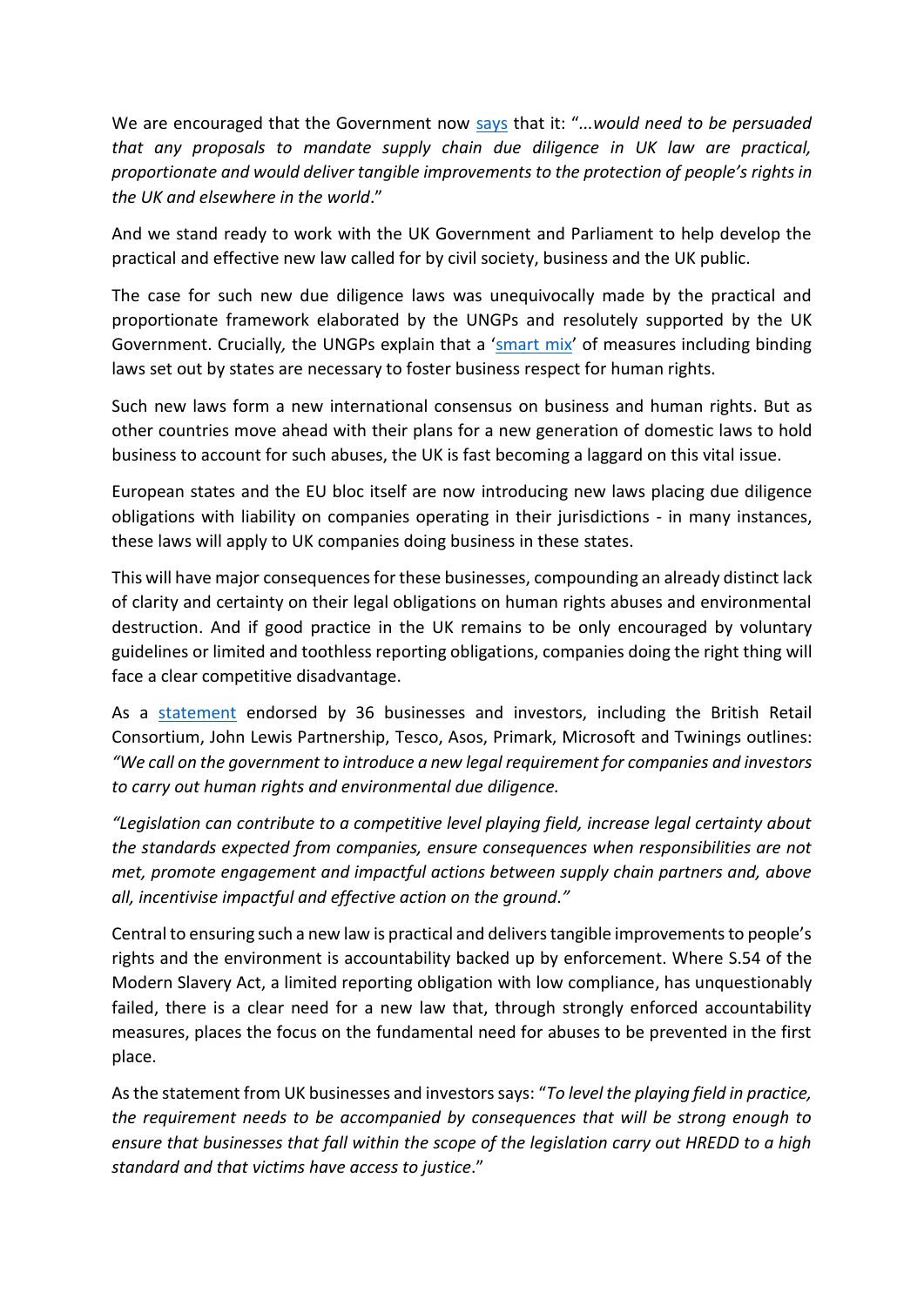We are encouraged that the Government now says that it: "*...would need to be persuaded that any proposals to mandate supply chain due diligence in UK law are practical, proportionate and would deliver tangible improvements to the protection of people's rights in the UK and elsewhere in the world*."

And we stand ready to work with the UK Government and Parliament to help develop the practical and effective new law called for by civil society, business and the UK public.

The case for such new due diligence laws was unequivocally made by the practical and proportionate framework elaborated by the UNGPs and resolutely supported by the UK Government. Crucially, the UNGPs explain that a 'smart mix' of measures including binding laws set out by states are necessary to foster business respect for human rights.

Such new laws form a new international consensus on business and human rights. But as other countries move ahead with their plans for a new generation of domestic laws to hold business to account for such abuses, the UK is fast becoming a laggard on this vital issue.

European states and the EU bloc itself are now introducing new laws placing due diligence obligations with liability on companies operating in their jurisdictions - in many instances, these laws will apply to UK companies doing business in these states.

This will have major consequences for these businesses, compounding an already distinct lack of clarity and certainty on their legal obligations on human rights abuses and environmental destruction. And if good practice in the UK remains to be only encouraged by voluntary guidelines or limited and toothless reporting obligations, companies doing the right thing will face a clear competitive disadvantage.

As a statement endorsed by 36 businesses and investors, including the British Retail Consortium, John Lewis Partnership, Tesco, Asos, Primark, Microsoft and Twinings outlines: *"We call on the government to introduce a new legal requirement for companies and investors to carry out human rights and environmental due diligence.*

*"Legislation can contribute to a competitive level playing field, increase legal certainty about the standards expected from companies, ensure consequences when responsibilities are not met, promote engagement and impactful actions between supply chain partners and, above all, incentivise impactful and effective action on the ground."*

Central to ensuring such a new law is practical and delivers tangible improvements to people's rights and the environment is accountability backed up by enforcement. Where S.54 of the Modern Slavery Act, a limited reporting obligation with low compliance, has unquestionably failed, there is a clear need for a new law that, through strongly enforced accountability measures, places the focus on the fundamental need for abuses to be prevented in the first place.

As the statement from UK businesses and investors says: "*To level the playing field in practice, the requirement needs to be accompanied by consequences that will be strong enough to ensure that businesses that fall within the scope of the legislation carry out HREDD to a high standard and that victims have access to justice*."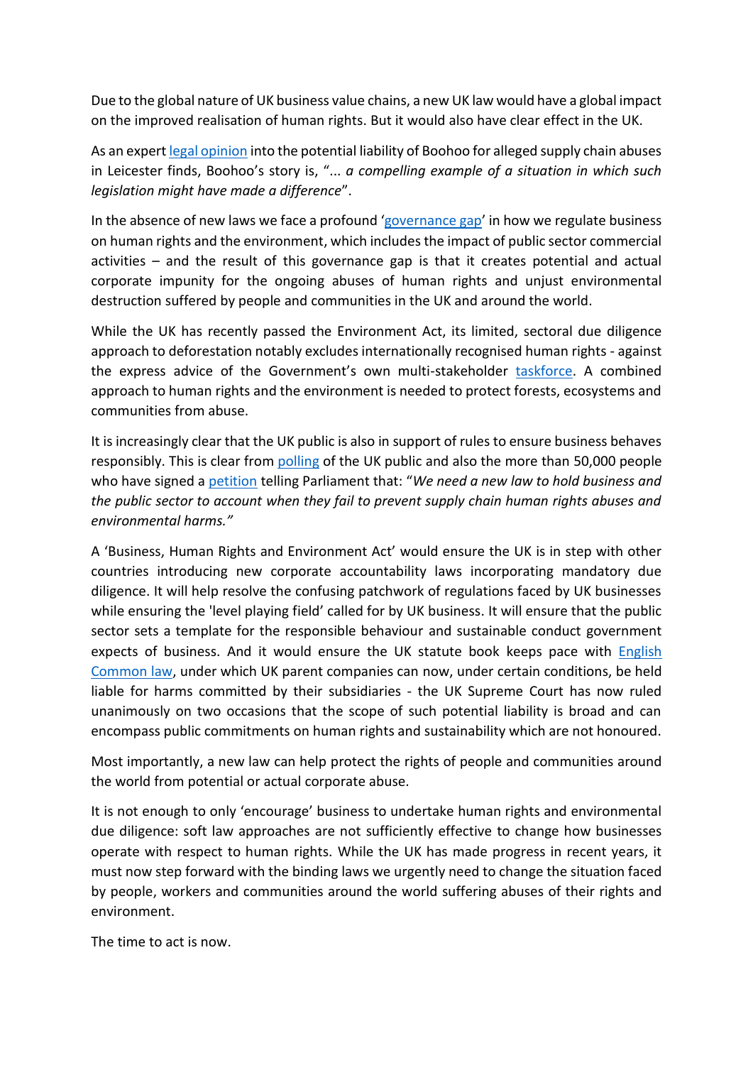Due to the global nature of UK business value chains, a new UK law would have a global impact on the improved realisation of human rights. But it would also have clear effect in the UK.

As an expert legal opinion into the potential liability of Boohoo for alleged supply chain abuses in Leicester finds, Boohoo's story is, "... *a compelling example of a situation in which such legislation might have made a difference*".

In the absence of new laws we face a profound 'governance gap' in how we regulate business on human rights and the environment, which includes the impact of public sector commercial activities – and the result of this governance gap is that it creates potential and actual corporate impunity for the ongoing abuses of human rights and unjust environmental destruction suffered by people and communities in the UK and around the world.

While the UK has recently passed the Environment Act, its limited, sectoral due diligence approach to deforestation notably excludes internationally recognised human rights - against the express advice of the Government's own multi-stakeholder taskforce. A combined approach to human rights and the environment is needed to protect forests, ecosystems and communities from abuse.

It is increasingly clear that the UK public is also in support of rules to ensure business behaves responsibly. This is clear from polling of the UK public and also the more than 50,000 people who have signed a petition telling Parliament that: "*We need a new law to hold business and the public sector to account when they fail to prevent supply chain human rights abuses and environmental harms.*"

A 'Business, Human Rights and Environment Act' would ensure the UK is in step with other countries introducing new corporate accountability laws incorporating mandatory due diligence. It will help resolve the confusing patchwork of regulations faced by UK businesses while ensuring the 'level playing field' called for by UK business. It will ensure that the public sector sets a template for the responsible behaviour and sustainable conduct government expects of business. And it would ensure the UK statute book keeps pace with English Common law, under which UK parent companies can now, under certain conditions, be held liable for harms committed by their subsidiaries - the UK Supreme Court has now ruled unanimously on two occasions that the scope of such potential liability is broad and can encompass public commitments on human rights and sustainability which are not honoured.

Most importantly, a new law can help protect the rights of people and communities around the world from potential or actual corporate abuse.

It is not enough to only 'encourage' business to undertake human rights and environmental due diligence: soft law approaches are not sufficiently effective to change how businesses operate with respect to human rights. While the UK has made progress in recent years, it must now step forward with the binding laws we urgently need to change the situation faced by people, workers and communities around the world suffering abuses of their rights and environment.

The time to act is now.